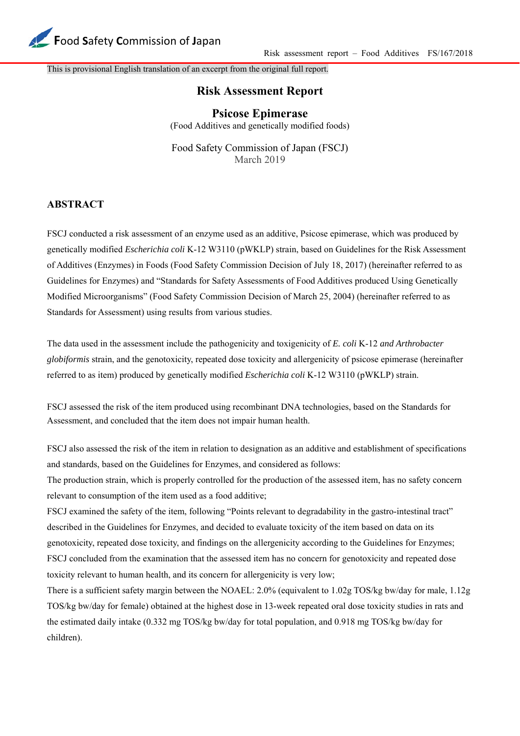This is provisional English translation of an excerpt from the original full report.

# Risk Assessment Report

## Psicose Epimerase

(Food Additives and genetically modified foods)

Food Safety Commission of Japan (FSCJ)
March 2019

## ABSTRACT

FSCJ conducted a risk assessment of an enzyme used as an additive, Psicose epimerase, which was produced by genetically modified *Escherichia coli* K-12 W3110 (pWKLP) strain, based on Guidelines for the Risk Assessment of Additives (Enzymes) in Foods (Food Safety Commission Decision of July 18, 2017) (hereinafter referred to as Guidelines for Enzymes) and "Standards for Safety Assessments of Food Additives produced Using Genetically Modified Microorganisms" (Food Safety Commission Decision of March 25, 2004) (hereinafter referred to as Standards for Assessment) using results from various studies.

The data used in the assessment include the pathogenicity and toxigenicity of *E. coli* K-12 *and Arthrobacter globiformis* strain, and the genotoxicity, repeated dose toxicity and allergenicity of psicose epimerase (hereinafter referred to as item) produced by genetically modified *Escherichia coli* K-12 W3110 (pWKLP) strain.

FSCJ assessed the risk of the item produced using recombinant DNA technologies, based on the Standards for Assessment, and concluded that the item does not impair human health.

FSCJ also assessed the risk of the item in relation to designation as an additive and establishment of specifications and standards, based on the Guidelines for Enzymes, and considered as follows:
The production strain, which is properly controlled for the production of the assessed item, has no safety concern relevant to consumption of the item used as a food additive;
FSCJ examined the safety of the item, following "Points relevant to degradability in the gastro-intestinal tract" described in the Guidelines for Enzymes, and decided to evaluate toxicity of the item based on data on its genotoxicity, repeated dose toxicity, and findings on the allergenicity according to the Guidelines for Enzymes;
FSCJ concluded from the examination that the assessed item has no concern for genotoxicity and repeated dose toxicity relevant to human health, and its concern for allergenicity is very low;
There is a sufficient safety margin between the NOAEL: 2.0% (equivalent to 1.02g TOS/kg bw/day for male, 1.12g TOS/kg bw/day for female) obtained at the highest dose in 13-week repeated oral dose toxicity studies in rats and the estimated daily intake (0.332 mg TOS/kg bw/day for total population, and 0.918 mg TOS/kg bw/day for children).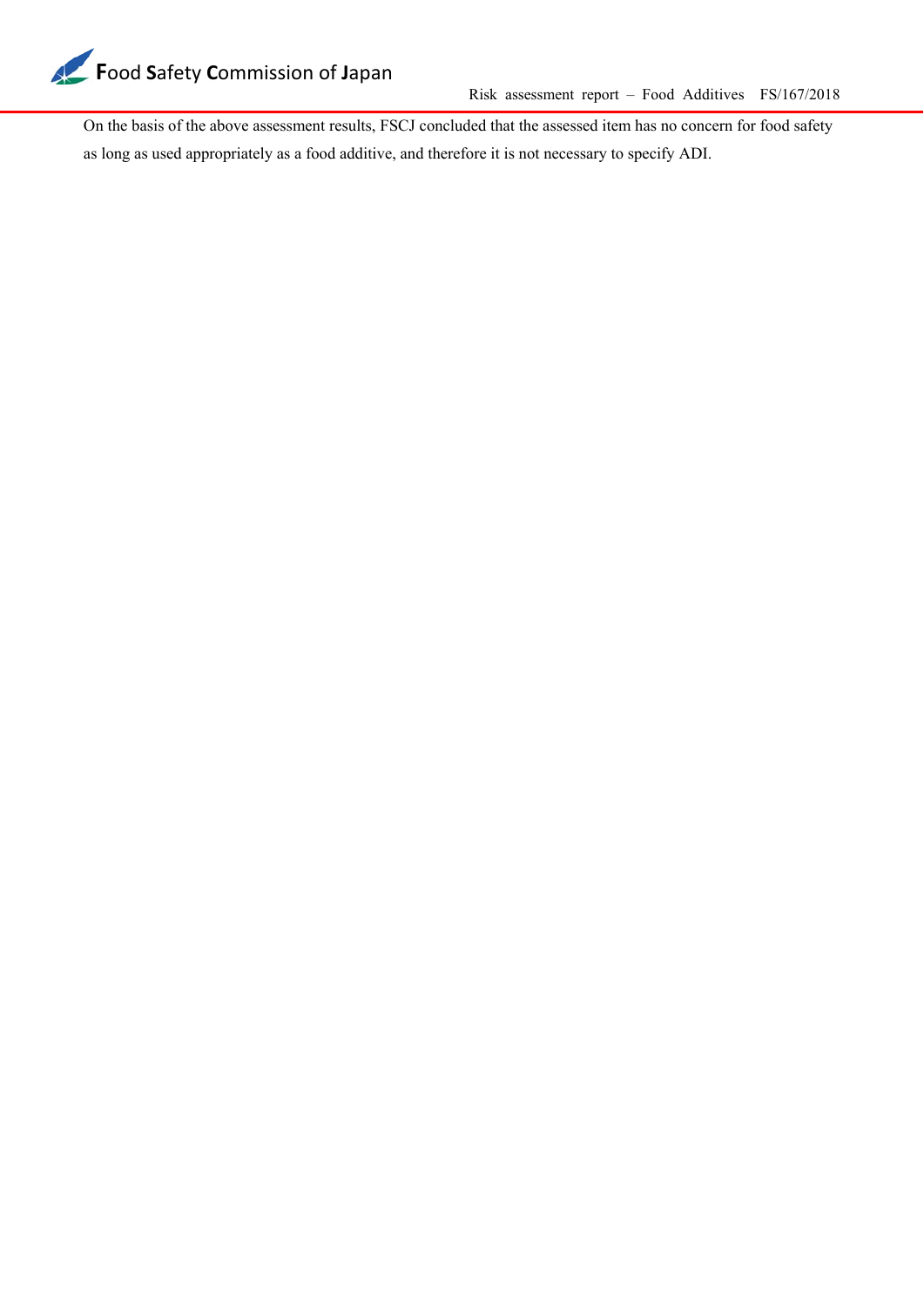On the basis of the above assessment results, FSCJ concluded that the assessed item has no concern for food safety as long as used appropriately as a food additive, and therefore it is not necessary to specify ADI.